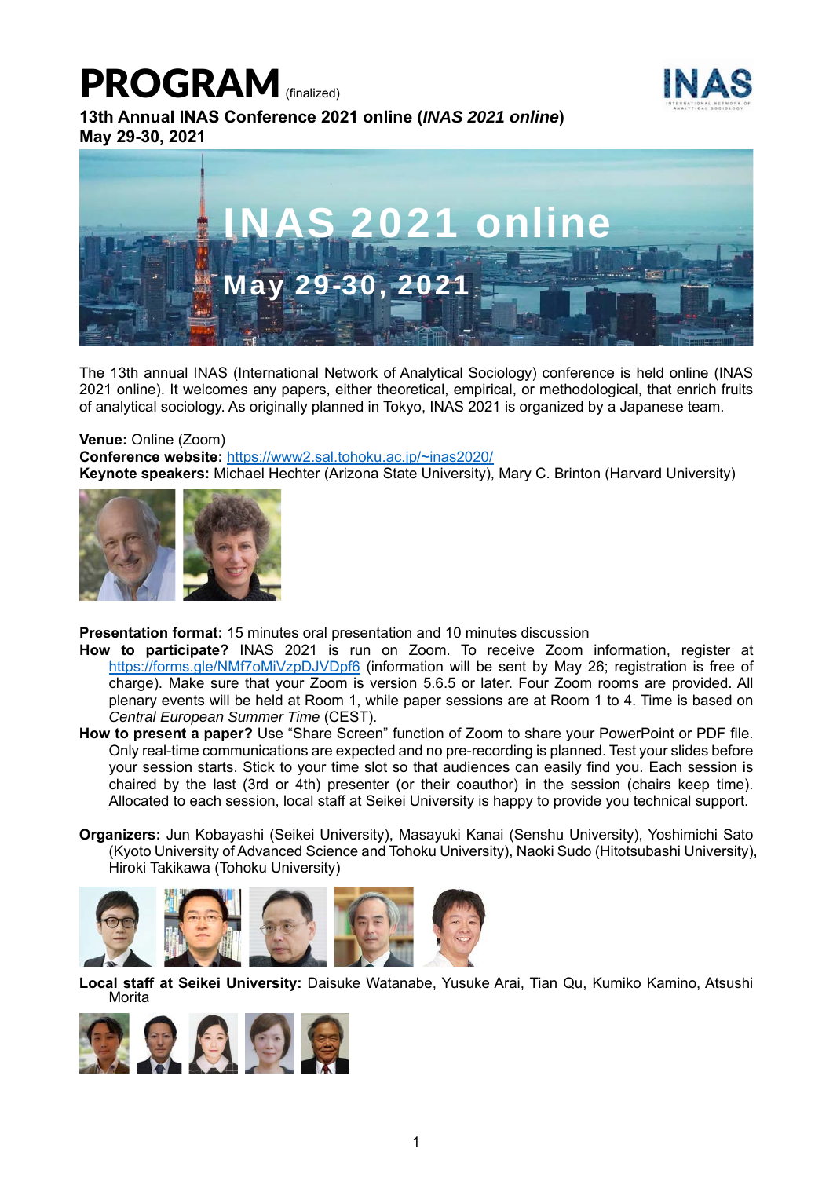# PROGRAM (finalized)

**13th Annual INAS Conference 2021 online (*INAS 2021 online*)**
**May 29-30, 2021**

The 13th annual INAS (International Network of Analytical Sociology) conference is held online (INAS 2021 online). It welcomes any papers, either theoretical, empirical, or methodological, that enrich fruits of analytical sociology. As originally planned in Tokyo, INAS 2021 is organized by a Japanese team.

**Venue:** Online (Zoom)
**Conference website:** [https://www2.sal.tohoku.ac.jp/~inas2020/](https://www2.sal.tohoku.ac.jp/~inas2020/)
**Keynote speakers:** Michael Hechter (Arizona State University), Mary C. Brinton (Harvard University)

**Presentation format:** 15 minutes oral presentation and 10 minutes discussion

**How to participate?** INAS 2021 is run on Zoom. To receive Zoom information, register at [https://forms.gle/NMf7oMiVzpDJVDpf6](https://forms.gle/NMf7oMiVzpDJVDpf6) (information will be sent by May 26; registration is free of charge). Make sure that your Zoom is version 5.6.5 or later. Four Zoom rooms are provided. All plenary events will be held at Room 1, while paper sessions are at Room 1 to 4. Time is based on *Central European Summer Time* (CEST).

**How to present a paper?** Use "Share Screen" function of Zoom to share your PowerPoint or PDF file. Only real-time communications are expected and no pre-recording is planned. Test your slides before your session starts. Stick to your time slot so that audiences can easily find you. Each session is chaired by the last (3rd or 4th) presenter (or their coauthor) in the session (chairs keep time). Allocated to each session, local staff at Seikei University is happy to provide you technical support.

**Organizers:** Jun Kobayashi (Seikei University), Masayuki Kanai (Senshu University), Yoshimichi Sato (Kyoto University of Advanced Science and Tohoku University), Naoki Sudo (Hitotsubashi University), Hiroki Takikawa (Tohoku University)

**Local staff at Seikei University:** Daisuke Watanabe, Yusuke Arai, Tian Qu, Kumiko Kamino, Atsushi Morita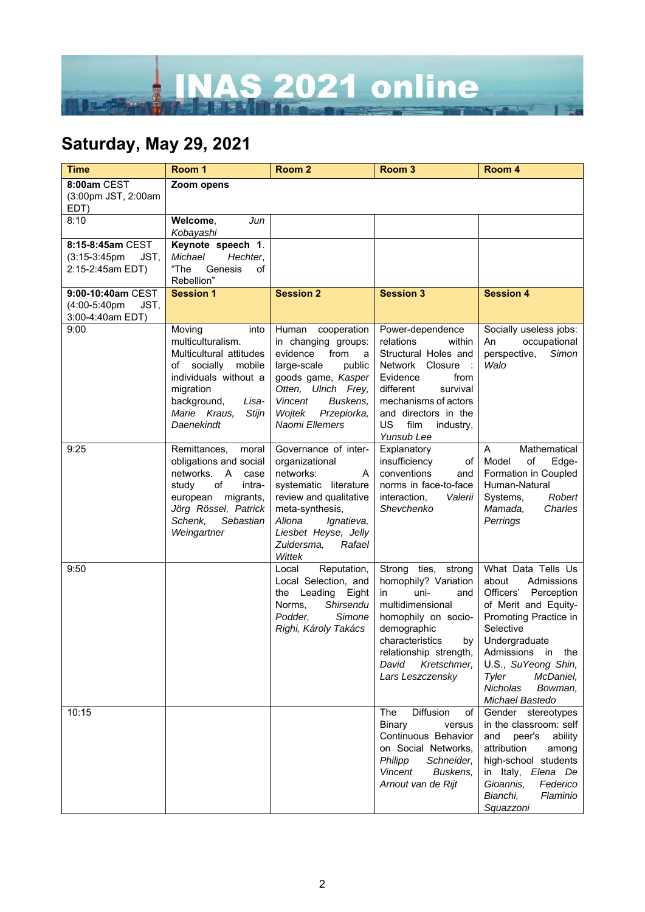# INAS 2021 online

## Saturday, May 29, 2021

| Time | Room 1 | Room 2 | Room 3 | Room 4 |
|---|---|---|---|---|
| **8:00am** CEST (3:00pm JST, 2:00am EDT) | **Zoom opens** | | | |
| 8:10 | **Welcome**, *Jun Kobayashi* | | | |
| **8:15-8:45am** CEST (3:15-3:45pm JST, 2:15-2:45am EDT) | **Keynote speech 1.** *Michael Hechter*, "The Genesis of Rebellion" | | | |
| **9:00-10:40am** CEST (4:00-5:40pm JST, 3:00-4:40am EDT) | **Session 1** | **Session 2** | **Session 3** | **Session 4** |
| 9:00 | Moving into multiculturalism. Multicultural attitudes of socially mobile individuals without a migration background, *Lisa-Marie Kraus, Stijn Daenekindt* | Human cooperation in changing groups: evidence from a large-scale public goods game, *Kasper Otten, Ulrich Frey, Vincent Buskens, Wojtek Przepiorka, Naomi Ellemers* | Power-dependence relations within Structural Holes and Network Closure : Evidence from different survival mechanisms of actors and directors in the US film industry, *Yunsub Lee* | Socially useless jobs: An occupational perspective, *Simon Walo* |
| 9:25 | Remittances, moral obligations and social networks. A case study of intra-european migrants, *Jörg Rössel, Patrick Schenk, Sebastian Weingartner* | Governance of inter-organizational networks: A systematic literature review and qualitative meta-synthesis, *Aliona Ignatieva, Liesbet Heyse, Jelly Zuidersma, Rafael Wittek* | Explanatory insufficiency of conventions and norms in face-to-face interaction, *Valerii Shevchenko* | A Mathematical Model of Edge-Formation in Coupled Human-Natural Systems, *Robert Mamada, Charles Perrings* |
| 9:50 | | Local Reputation, Local Selection, and the Leading Eight Norms, *Shirsendu Podder, Simone Righi, Károly Takács* | Strong ties, strong homophily? Variation in uni- and multidimensional homophily on socio-demographic characteristics by relationship strength, *David Kretschmer, Lars Leszczensky* | What Data Tells Us about Admissions Officers' Perception of Merit and Equity-Promoting Practice in Selective Undergraduate Admissions in the U.S., *SuYeong Shin, Tyler McDaniel, Nicholas Bowman, Michael Bastedo* |
| 10:15 | | | The Diffusion of Binary versus Continuous Behavior on Social Networks, *Philipp Schneider, Vincent Buskens, Arnout van de Rijt* | Gender stereotypes in the classroom: self and peer's ability attribution among high-school students in Italy, *Elena De Gioannis, Federico Bianchi, Flaminio Squazzoni* |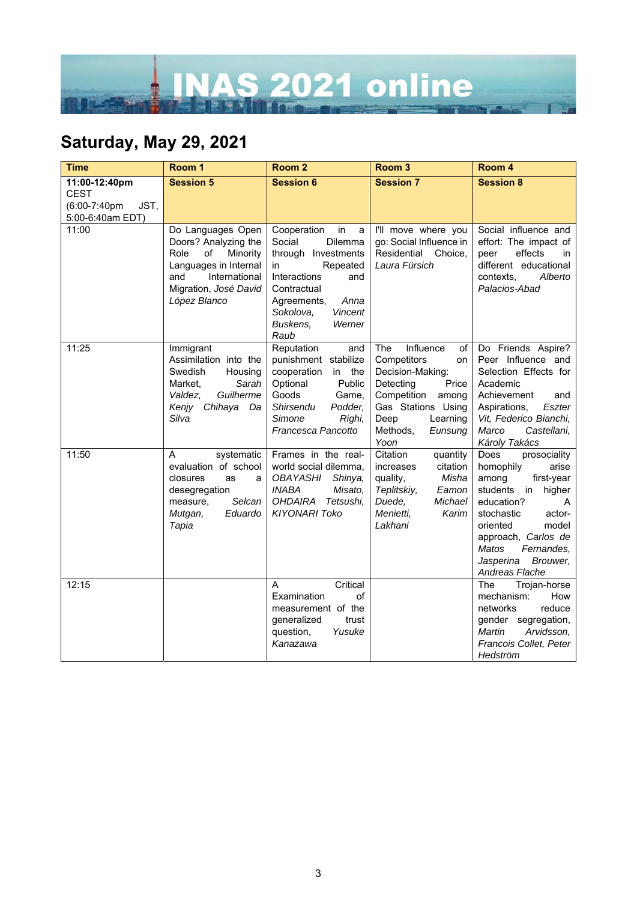# INAS 2021 online

## Saturday, May 29, 2021

| Time | Room 1 | Room 2 | Room 3 | Room 4 |
|---|---|---|---|---|
| **11:00-12:40pm** CEST (6:00-7:40pm JST, 5:00-6:40am EDT) | **Session 5** | **Session 6** | **Session 7** | **Session 8** |
| 11:00 | Do Languages Open Doors? Analyzing the Role of Minority Languages in Internal and International Migration, *José David López Blanco* | Cooperation in a Social Dilemma through Investments in Repeated Interactions and Contractual Agreements, *Anna Sokolova, Vincent Buskens, Werner Raub* | I'll move where you go: Social Influence in Residential Choice, *Laura Fürsich* | Social influence and effort: The impact of peer effects in different educational contexts, *Alberto Palacios-Abad* |
| 11:25 | Immigrant Assimilation into the Swedish Housing Market, *Sarah Valdez, Guilherme Kenjy Chihaya Da Silva* | Reputation and punishment stabilize cooperation in the Optional Public Goods Game, *Shirsendu Podder, Simone Righi, Francesca Pancotto* | The Influence of Competitors on Decision-Making: Detecting Price Competition among Gas Stations Using Deep Learning Methods, *Eunsung Yoon* | Do Friends Aspire? Peer Influence and Selection Effects for Academic Achievement and Aspirations, *Eszter Vit, Federico Bianchi, Marco Castellani, Károly Takács* |
| 11:50 | A systematic evaluation of school closures as a desegregation measure, *Selcan Mutgan, Eduardo Tapia* | Frames in the real-world social dilemma, *OBAYASHI Shinya, INABA Misato, OHDAIRA Tetsushi, KIYONARI Toko* | Citation quantity increases citation quality, *Misha Teplitskiy, Eamon Duede, Michael Menietti, Karim Lakhani* | Does prosociality homophily arise among first-year students in higher education? A stochastic actor-oriented model approach, *Carlos de Matos Fernandes, Jasperina Brouwer, Andreas Flache* |
| 12:15 | | A Critical Examination of measurement of the generalized trust question, *Yusuke Kanazawa* | | The Trojan-horse mechanism: How networks reduce gender segregation, *Martin Arvidsson, Francois Collet, Peter Hedström* |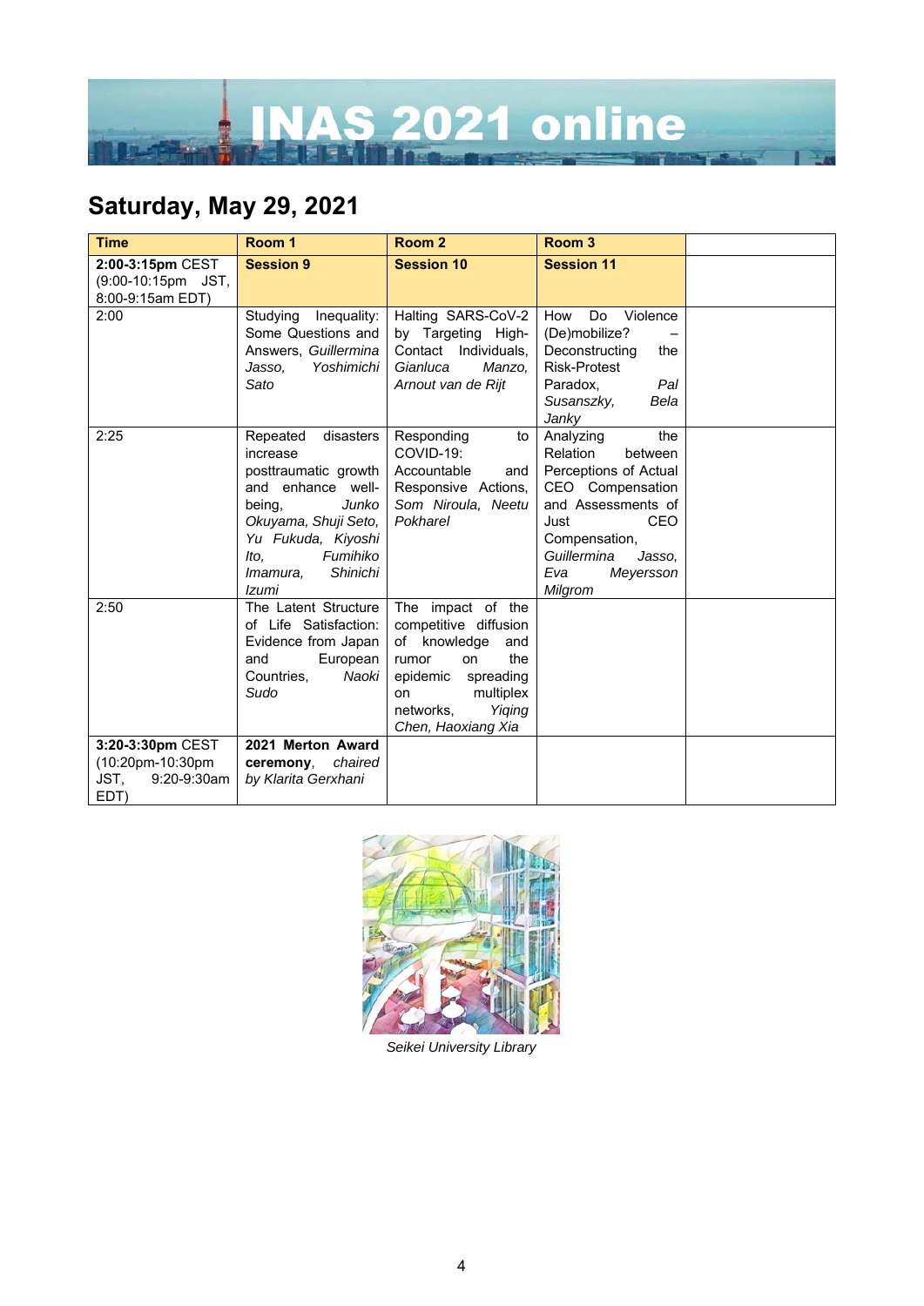# INAS 2021 online

## Saturday, May 29, 2021

| Time | Room 1 | Room 2 | Room 3 | |
|---|---|---|---|---|
| **2:00-3:15pm** CEST (9:00-10:15pm JST, 8:00-9:15am EDT) | **Session 9** | **Session 10** | **Session 11** | |
| 2:00 | Studying Inequality: Some Questions and Answers, *Guillermina Jasso, Yoshimichi Sato* | Halting SARS-CoV-2 by Targeting High-Contact Individuals, *Gianluca Manzo, Arnout van de Rijt* | How Do Violence (De)mobilize? – Deconstructing the Risk-Protest Paradox, *Pal Susanszky, Bela Janky* | |
| 2:25 | Repeated disasters increase posttraumatic growth and enhance well-being, *Junko Okuyama, Shuji Seto, Yu Fukuda, Kiyoshi Ito, Fumihiko Imamura, Shinichi Izumi* | Responding to COVID-19: Accountable and Responsive Actions, *Som Niroula, Neetu Pokharel* | Analyzing the Relation between Perceptions of Actual CEO Compensation and Assessments of Just CEO Compensation, *Guillermina Jasso, Eva Meyersson Milgrom* | |
| 2:50 | The Latent Structure of Life Satisfaction: Evidence from Japan and European Countries, *Naoki Sudo* | The impact of the competitive diffusion of knowledge and rumor on the epidemic spreading on multiplex networks, *Yiqing Chen, Haoxiang Xia* | | |
| **3:20-3:30pm** CEST (10:20pm-10:30pm JST, 9:20-9:30am EDT) | **2021 Merton Award ceremony**, *chaired by Klarita Gerxhani* | | | |

*Seikei University Library*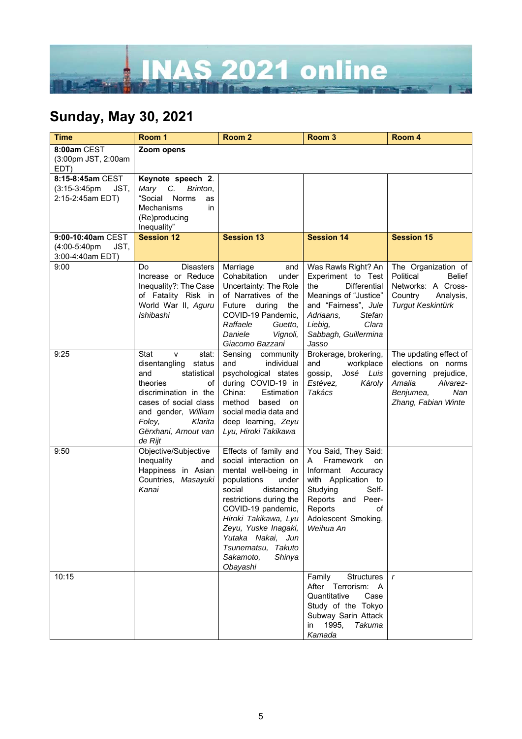# INAS 2021 online

## Sunday, May 30, 2021

| Time | Room 1 | Room 2 | Room 3 | Room 4 |
|---|---|---|---|---|
| **8:00am** CEST (3:00pm JST, 2:00am EDT) | **Zoom opens** | | | |
| **8:15-8:45am** CEST (3:15-3:45pm JST, 2:15-2:45am EDT) | **Keynote speech 2**. *Mary C. Brinton*, "Social Norms as Mechanisms in (Re)producing Inequality" | | | |
| **9:00-10:40am** CEST (4:00-5:40pm JST, 3:00-4:40am EDT) | **Session 12** | **Session 13** | **Session 14** | **Session 15** |
| 9:00 | Do Disasters Increase or Reduce Inequality?: The Case of Fatality Risk in World War II, *Aguru Ishibashi* | Marriage and Cohabitation under Uncertainty: The Role of Narratives of the Future during the COVID-19 Pandemic, *Raffaele Guetto, Daniele Vignoli, Giacomo Bazzani* | Was Rawls Right? An Experiment to Test the Differential Meanings of "Justice" and "Fairness", *Jule Adriaans, Stefan Liebig, Clara Sabbagh, Guillermina Jasso* | The Organization of Political Belief Networks: A Cross-Country Analysis, *Turgut Keskintürk* |
| 9:25 | Stat v stat: disentangling status and statistical theories of discrimination in the cases of social class and gender, *William Foley, Klarita Gërxhani, Arnout van de Rijt* | Sensing community and individual psychological states during COVID-19 in China: Estimation method based on social media data and deep learning, *Zeyu Lyu, Hiroki Takikawa* | Brokerage, brokering, and workplace gossip, *José Luis Estévez, Károly Takács* | The updating effect of elections on norms governing prejudice, *Amalia Alvarez-Benjumea, Nan Zhang, Fabian Winte* |
| 9:50 | Objective/Subjective Inequality and Happiness in Asian Countries, *Masayuki Kanai* | Effects of family and social interaction on mental well-being in populations under social distancing restrictions during the COVID-19 pandemic, *Hiroki Takikawa, Lyu Zeyu, Yuske Inagaki, Yutaka Nakai, Jun Tsunematsu, Takuto Sakamoto, Shinya Obayashi* | You Said, They Said: A Framework on Informant Accuracy with Application to Studying Self-Reports and Peer-Reports of Adolescent Smoking, *Weihua An* | |
| 10:15 | | | Family Structures After Terrorism: A Quantitative Case Study of the Tokyo Subway Sarin Attack in 1995, *Takuma Kamada* | r |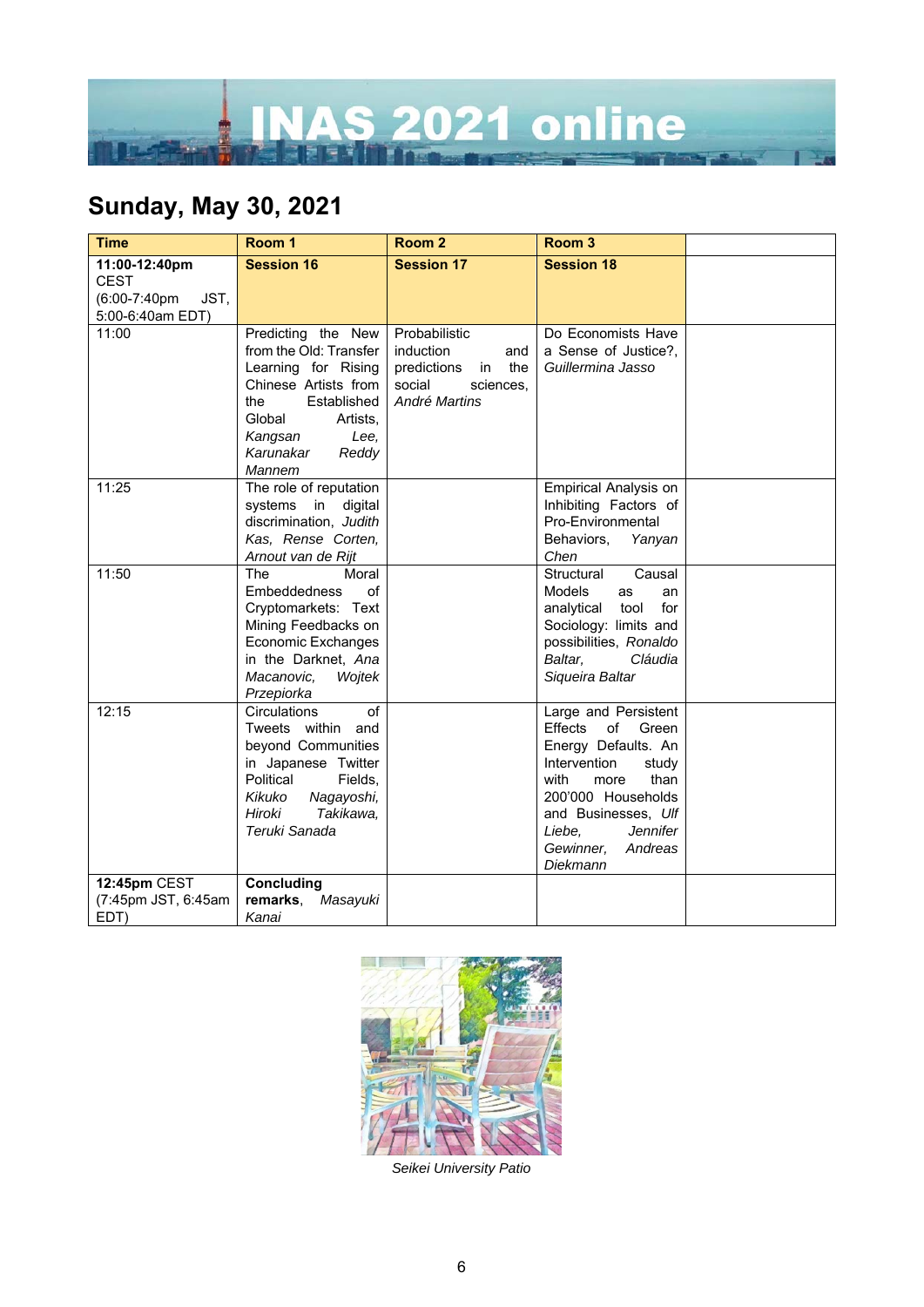# INAS 2021 online

## Sunday, May 30, 2021

| Time | Room 1 | Room 2 | Room 3 | |
|---|---|---|---|---|
| **11:00-12:40pm** CEST (6:00-7:40pm JST, 5:00-6:40am EDT) | **Session 16** | **Session 17** | **Session 18** | |
| 11:00 | Predicting the New from the Old: Transfer Learning for Rising Chinese Artists from the Established Global Artists, *Kangsan Lee, Karunakar Reddy Mannem* | Probabilistic induction and predictions in the social sciences, *André Martins* | Do Economists Have a Sense of Justice?, *Guillermina Jasso* | |
| 11:25 | The role of reputation systems in digital discrimination, *Judith Kas, Rense Corten, Arnout van de Rijt* | | Empirical Analysis on Inhibiting Factors of Pro-Environmental Behaviors, *Yanyan Chen* | |
| 11:50 | The Moral Embeddedness of Cryptomarkets: Text Mining Feedbacks on Economic Exchanges in the Darknet, *Ana Macanovic, Wojtek Przepiorka* | | Structural Causal Models as an analytical tool for Sociology: limits and possibilities, *Ronaldo Baltar, Cláudia Siqueira Baltar* | |
| 12:15 | Circulations of Tweets within and beyond Communities in Japanese Twitter Political Fields, *Kikuko Nagayoshi, Hiroki Takikawa, Teruki Sanada* | | Large and Persistent Effects of Green Energy Defaults. An Intervention study with more than 200'000 Households and Businesses, *Ulf Liebe, Jennifer Gewinner, Andreas Diekmann* | |
| **12:45pm** CEST (7:45pm JST, 6:45am EDT) | **Concluding remarks**, *Masayuki Kanai* | | | |

*Seikei University Patio*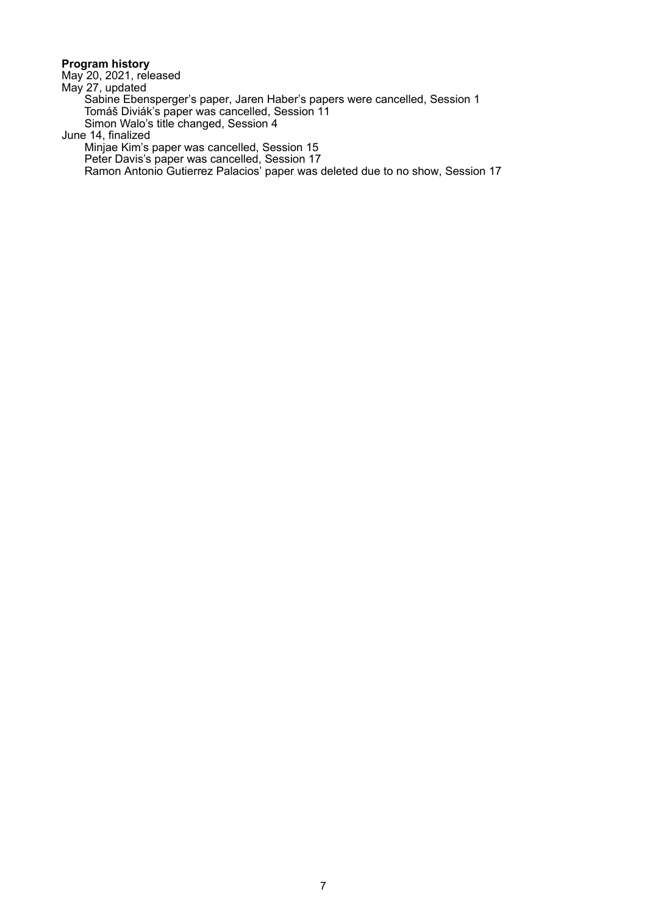**Program history**

May 20, 2021, released

May 27, updated

- Sabine Ebensperger's paper, Jaren Haber's papers were cancelled, Session 1
- Tomáš Diviák's paper was cancelled, Session 11
- Simon Walo's title changed, Session 4

June 14, finalized

- Minjae Kim's paper was cancelled, Session 15
- Peter Davis's paper was cancelled, Session 17
- Ramon Antonio Gutierrez Palacios' paper was deleted due to no show, Session 17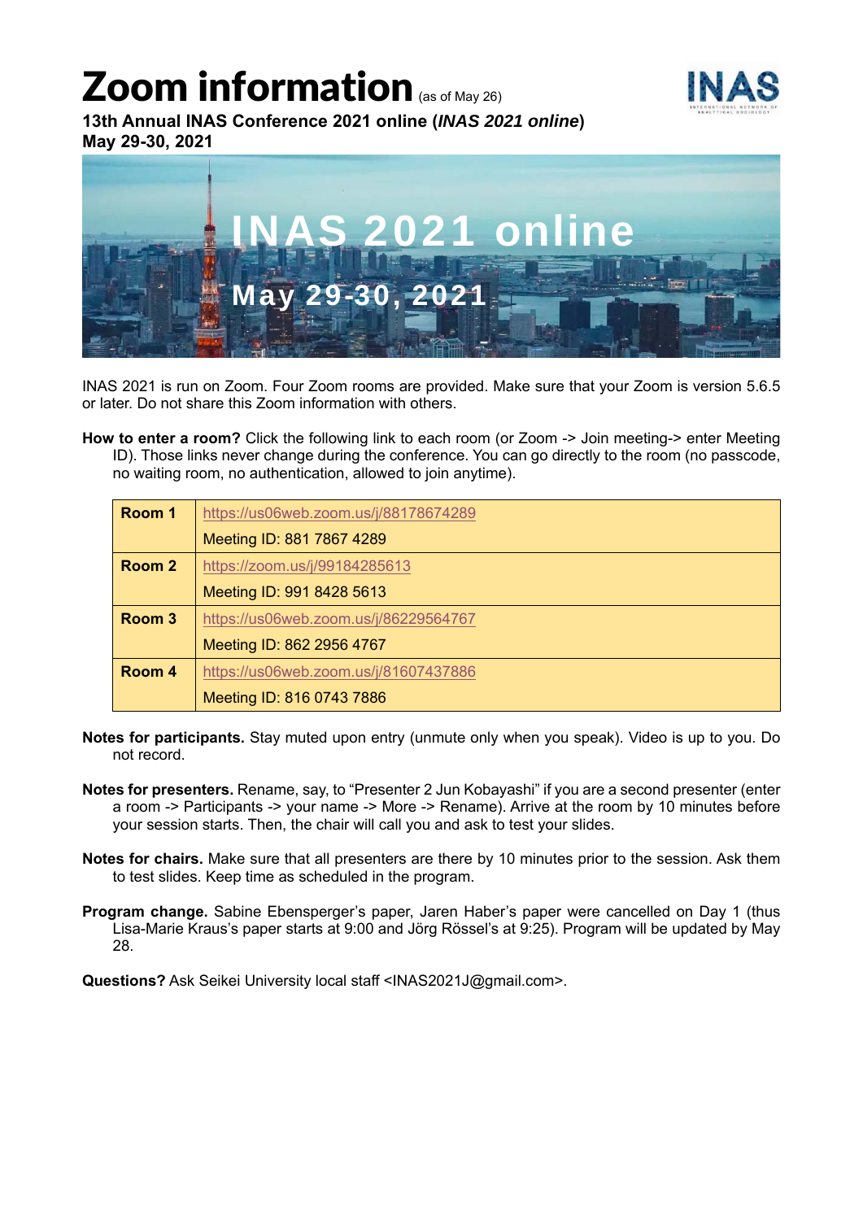# Zoom information (as of May 26)

**13th Annual INAS Conference 2021 online (*INAS 2021 online*)**
**May 29-30, 2021**

INAS 2021 online

May 29-30, 2021

INAS 2021 is run on Zoom. Four Zoom rooms are provided. Make sure that your Zoom is version 5.6.5 or later. Do not share this Zoom information with others.

**How to enter a room?** Click the following link to each room (or Zoom -> Join meeting-> enter Meeting ID). Those links never change during the conference. You can go directly to the room (no passcode, no waiting room, no authentication, allowed to join anytime).

| | |
|---|---|
| **Room 1** | https://us06web.zoom.us/j/88178674289 |
| | Meeting ID: 881 7867 4289 |
| **Room 2** | https://zoom.us/j/99184285613 |
| | Meeting ID: 991 8428 5613 |
| **Room 3** | https://us06web.zoom.us/j/86229564767 |
| | Meeting ID: 862 2956 4767 |
| **Room 4** | https://us06web.zoom.us/j/81607437886 |
| | Meeting ID: 816 0743 7886 |

**Notes for participants.** Stay muted upon entry (unmute only when you speak). Video is up to you. Do not record.

**Notes for presenters.** Rename, say, to "Presenter 2 Jun Kobayashi" if you are a second presenter (enter a room -> Participants -> your name -> More -> Rename). Arrive at the room by 10 minutes before your session starts. Then, the chair will call you and ask to test your slides.

**Notes for chairs.** Make sure that all presenters are there by 10 minutes prior to the session. Ask them to test slides. Keep time as scheduled in the program.

**Program change.** Sabine Ebensperger's paper, Jaren Haber's paper were cancelled on Day 1 (thus Lisa-Marie Kraus's paper starts at 9:00 and Jörg Rössel's at 9:25). Program will be updated by May 28.

**Questions?** Ask Seikei University local staff <INAS2021J@gmail.com>.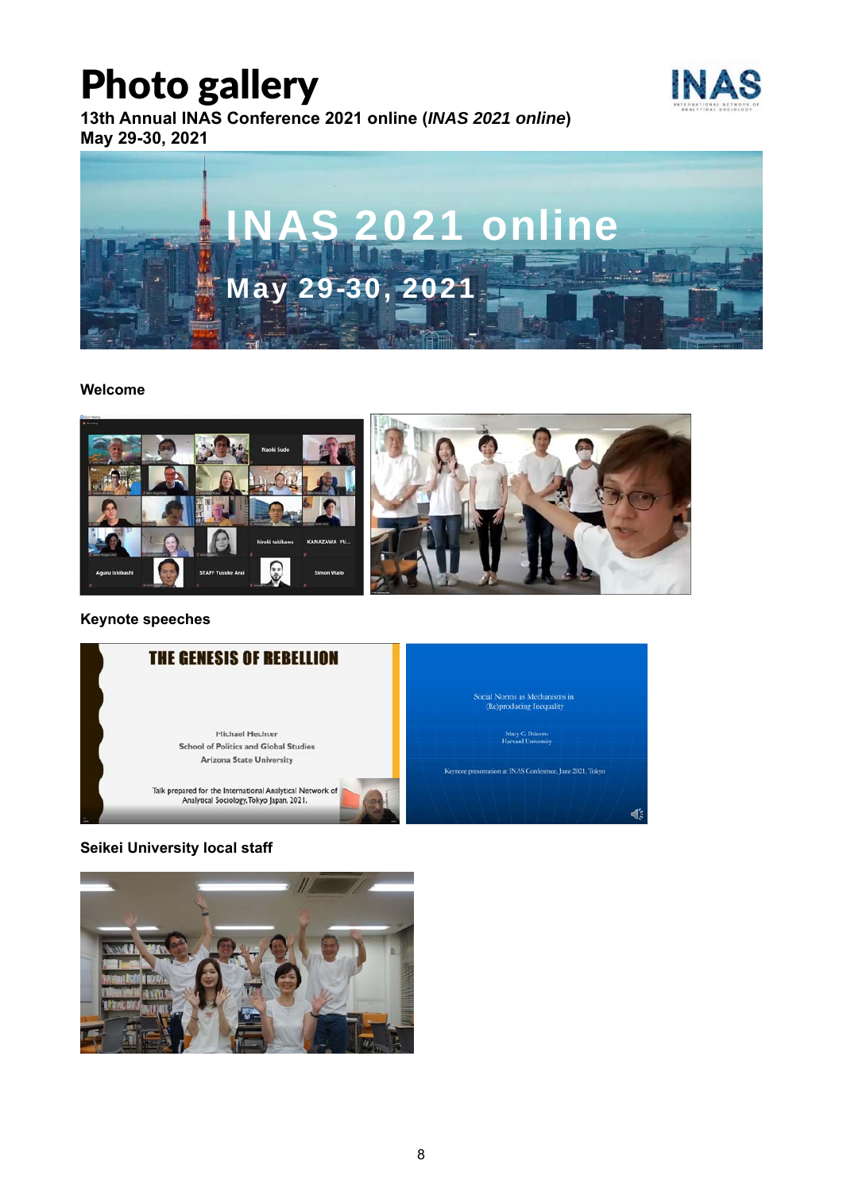# Photo gallery

**13th Annual INAS Conference 2021 online (*INAS 2021 online*)**
**May 29-30, 2021**

**Welcome**

**Keynote speeches**

**Seikei University local staff**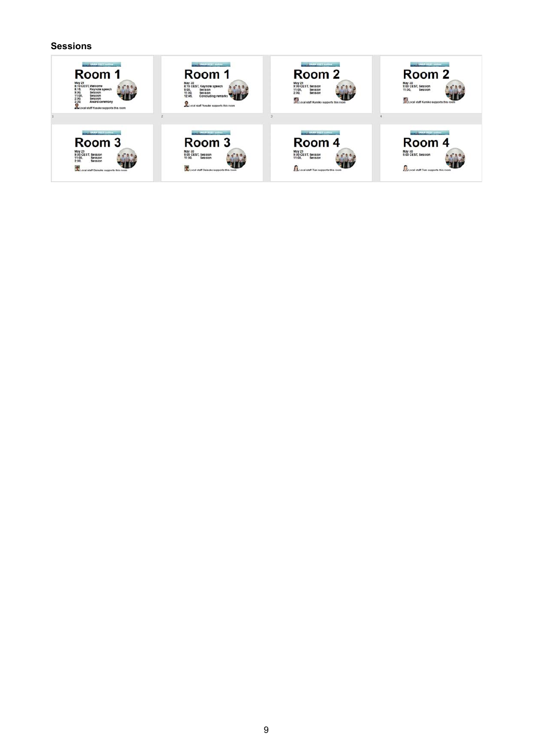**Sessions**

Room 1

May 29
8:10 CEST, Welcome
8:15, Keynote speech
9:30, Session
11:00, Session
2:00, Session
3:30, Award ceremony

Local staff Yusuke supports this room

1

Room 1

May 30
8:15 CEST, Keynote speech
9:00, Session
11:30, Session
12:45, Concluding remarks

Local staff Yusuke supports this room

2

Room 2

May 29
9:30 CEST, Session
11:00, Session
2:00, Session

Local staff Kumiko supports this room

3

Room 2

May 30
9:00 CEST, Session
11:30, Session

Local staff Kumiko supports this room

4

Room 3

May 29
9:30 CEST, Session
11:00, Session
2:00, Session

Local staff Daisuke supports this room

Room 3

May 30
9:00 CEST, Session
11:30, Session

Local staff Daisuke supports this room

Room 4

May 29
9:30 CEST, Session
11:00, Session

Local staff Tian supports this room

Room 4

May 30
9:00 CEST, Session

Local staff Tian supports this room